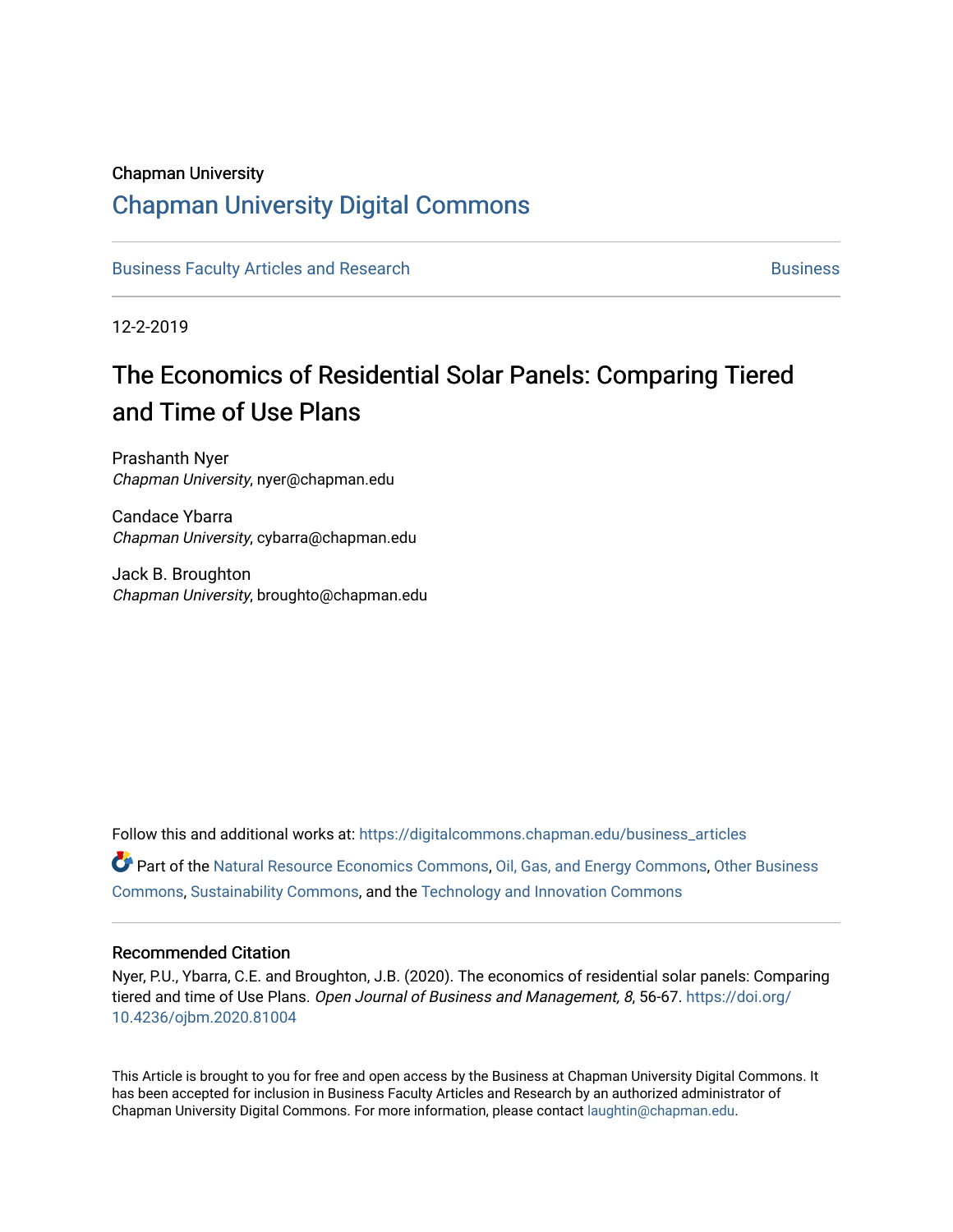Chapman University

# Chapman University Digital Commons

Business Faculty Articles and Research | Business

12-2-2019

# The Economics of Residential Solar Panels: Comparing Tiered and Time of Use Plans

Prashanth Nyer
*Chapman University*, nyer@chapman.edu

Candace Ybarra
*Chapman University*, cybarra@chapman.edu

Jack B. Broughton
*Chapman University*, broughto@chapman.edu

Follow this and additional works at: https://digitalcommons.chapman.edu/business_articles

Part of the Natural Resource Economics Commons, Oil, Gas, and Energy Commons, Other Business Commons, Sustainability Commons, and the Technology and Innovation Commons

## Recommended Citation

Nyer, P.U., Ybarra, C.E. and Broughton, J.B. (2020). The economics of residential solar panels: Comparing tiered and time of Use Plans. *Open Journal of Business and Management, 8*, 56-67. https://doi.org/10.4236/ojbm.2020.81004

This Article is brought to you for free and open access by the Business at Chapman University Digital Commons. It has been accepted for inclusion in Business Faculty Articles and Research by an authorized administrator of Chapman University Digital Commons. For more information, please contact laughtin@chapman.edu.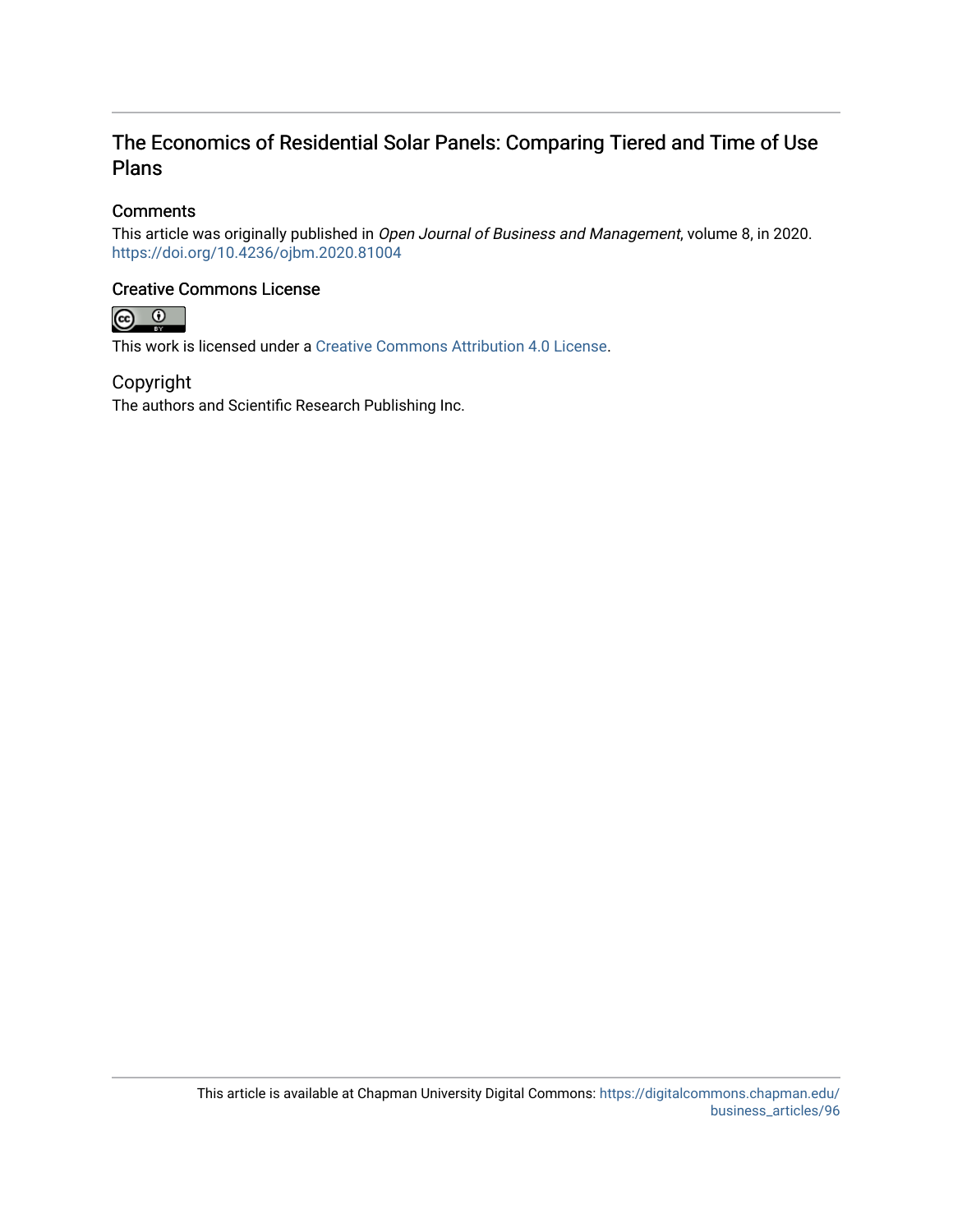## The Economics of Residential Solar Panels: Comparing Tiered and Time of Use Plans

### Comments

This article was originally published in *Open Journal of Business and Management*, volume 8, in 2020. https://doi.org/10.4236/ojbm.2020.81004

### Creative Commons License

This work is licensed under a Creative Commons Attribution 4.0 License.

### Copyright

The authors and Scientific Research Publishing Inc.

This article is available at Chapman University Digital Commons: https://digitalcommons.chapman.edu/business_articles/96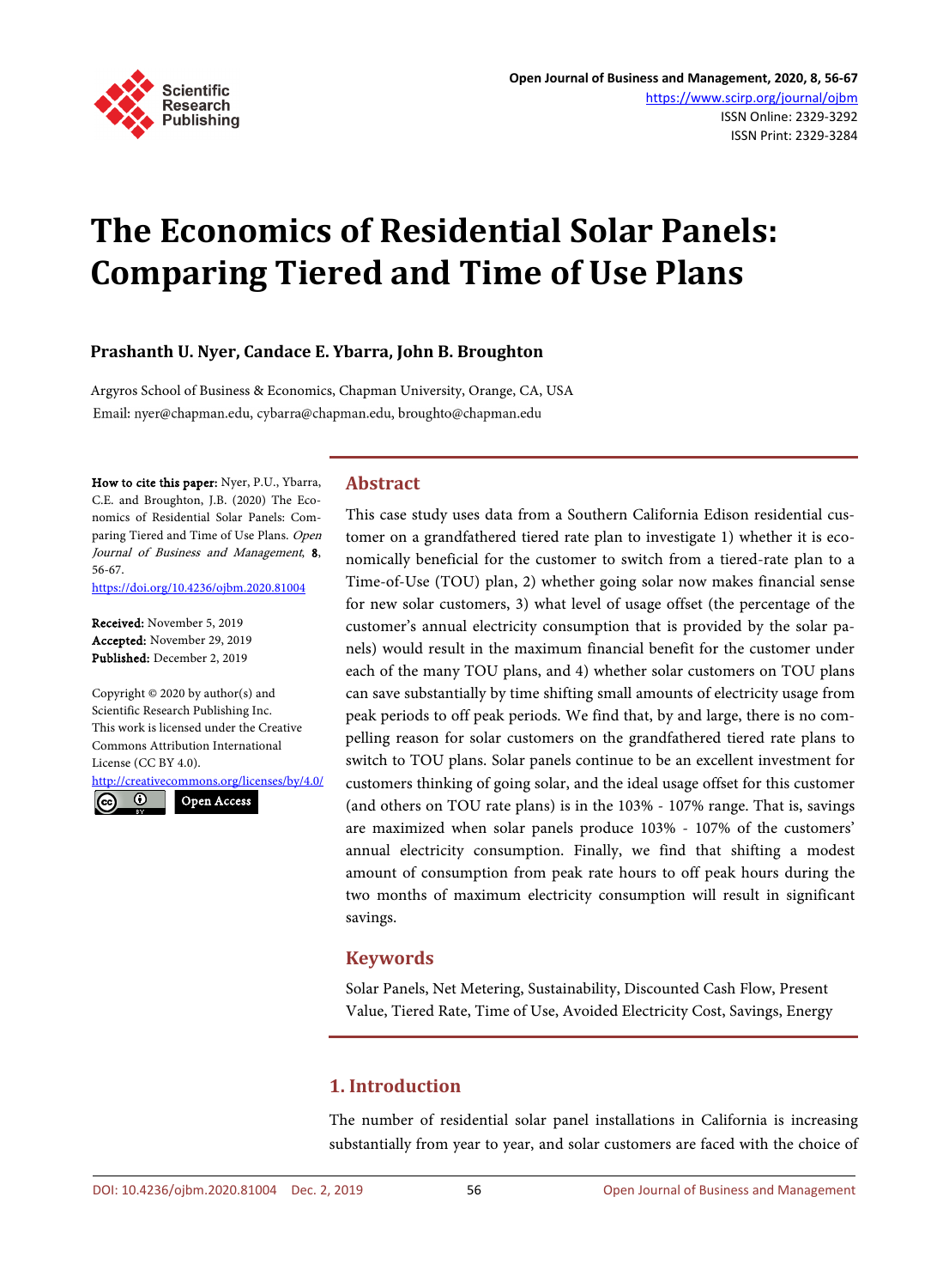# The Economics of Residential Solar Panels: Comparing Tiered and Time of Use Plans

**Prashanth U. Nyer, Candace E. Ybarra, John B. Broughton**

Argyros School of Business & Economics, Chapman University, Orange, CA, USA
Email: nyer@chapman.edu, cybarra@chapman.edu, broughto@chapman.edu

**How to cite this paper:** Nyer, P.U., Ybarra, C.E. and Broughton, J.B. (2020) The Economics of Residential Solar Panels: Comparing Tiered and Time of Use Plans. *Open Journal of Business and Management*, **8**, 56-67.
https://doi.org/10.4236/ojbm.2020.81004

**Received:** November 5, 2019
**Accepted:** November 29, 2019
**Published:** December 2, 2019

Copyright © 2020 by author(s) and Scientific Research Publishing Inc.
This work is licensed under the Creative Commons Attribution International License (CC BY 4.0).
http://creativecommons.org/licenses/by/4.0/

Open Access

## Abstract

This case study uses data from a Southern California Edison residential customer on a grandfathered tiered rate plan to investigate 1) whether it is economically beneficial for the customer to switch from a tiered-rate plan to a Time-of-Use (TOU) plan, 2) whether going solar now makes financial sense for new solar customers, 3) what level of usage offset (the percentage of the customer's annual electricity consumption that is provided by the solar panels) would result in the maximum financial benefit for the customer under each of the many TOU plans, and 4) whether solar customers on TOU plans can save substantially by time shifting small amounts of electricity usage from peak periods to off peak periods. We find that, by and large, there is no compelling reason for solar customers on the grandfathered tiered rate plans to switch to TOU plans. Solar panels continue to be an excellent investment for customers thinking of going solar, and the ideal usage offset for this customer (and others on TOU rate plans) is in the 103% - 107% range. That is, savings are maximized when solar panels produce 103% - 107% of the customers' annual electricity consumption. Finally, we find that shifting a modest amount of consumption from peak rate hours to off peak hours during the two months of maximum electricity consumption will result in significant savings.

## Keywords

Solar Panels, Net Metering, Sustainability, Discounted Cash Flow, Present Value, Tiered Rate, Time of Use, Avoided Electricity Cost, Savings, Energy

## 1. Introduction

The number of residential solar panel installations in California is increasing substantially from year to year, and solar customers are faced with the choice of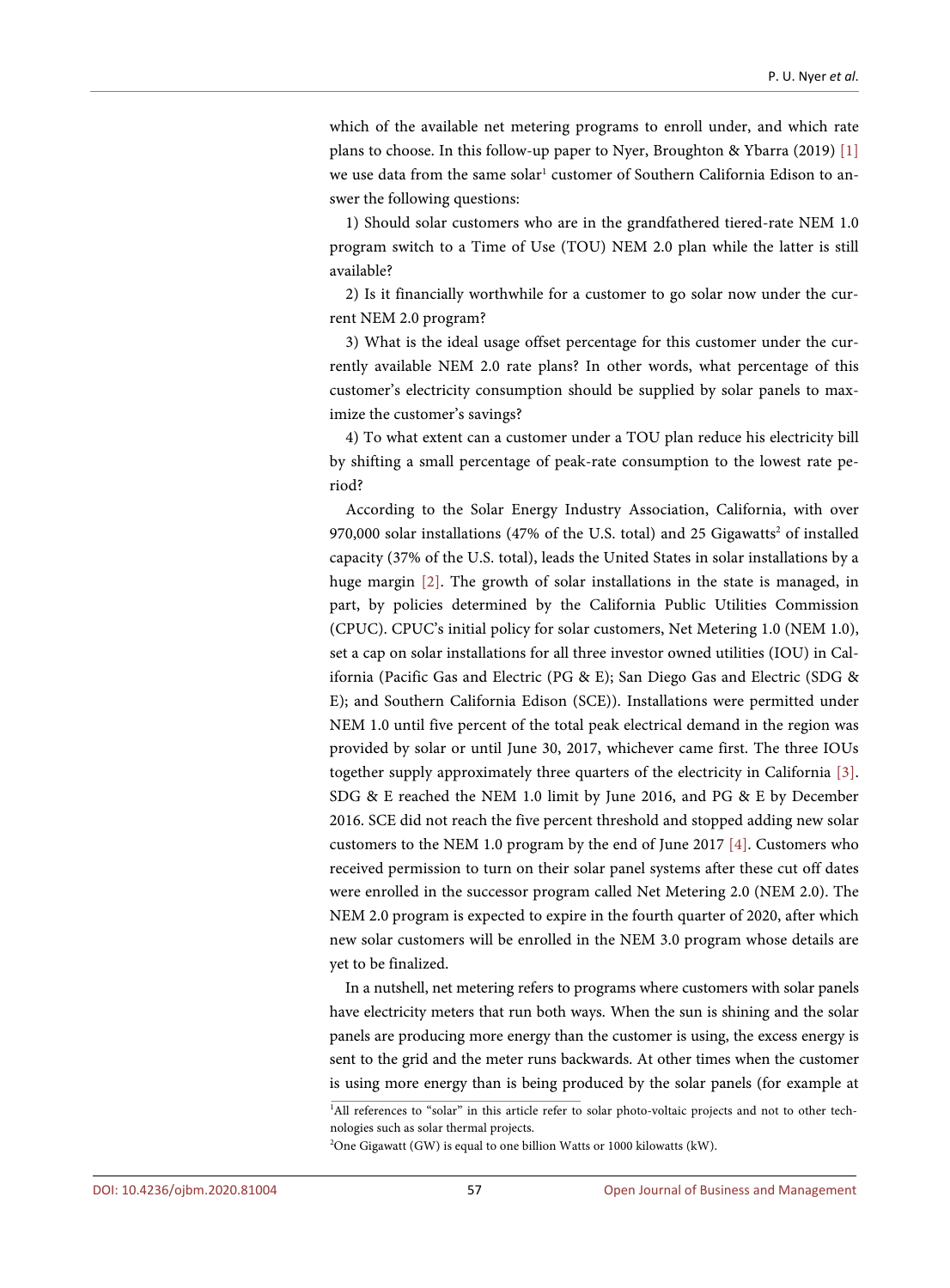which of the available net metering programs to enroll under, and which rate plans to choose. In this follow-up paper to Nyer, Broughton & Ybarra (2019) [1] we use data from the same solar[1] customer of Southern California Edison to answer the following questions:

1) Should solar customers who are in the grandfathered tiered-rate NEM 1.0 program switch to a Time of Use (TOU) NEM 2.0 plan while the latter is still available?

2) Is it financially worthwhile for a customer to go solar now under the current NEM 2.0 program?

3) What is the ideal usage offset percentage for this customer under the currently available NEM 2.0 rate plans? In other words, what percentage of this customer's electricity consumption should be supplied by solar panels to maximize the customer's savings?

4) To what extent can a customer under a TOU plan reduce his electricity bill by shifting a small percentage of peak-rate consumption to the lowest rate period?

According to the Solar Energy Industry Association, California, with over 970,000 solar installations (47% of the U.S. total) and 25 Gigawatts[2] of installed capacity (37% of the U.S. total), leads the United States in solar installations by a huge margin [2]. The growth of solar installations in the state is managed, in part, by policies determined by the California Public Utilities Commission (CPUC). CPUC's initial policy for solar customers, Net Metering 1.0 (NEM 1.0), set a cap on solar installations for all three investor owned utilities (IOU) in California (Pacific Gas and Electric (PG & E); San Diego Gas and Electric (SDG & E); and Southern California Edison (SCE)). Installations were permitted under NEM 1.0 until five percent of the total peak electrical demand in the region was provided by solar or until June 30, 2017, whichever came first. The three IOUs together supply approximately three quarters of the electricity in California [3]. SDG & E reached the NEM 1.0 limit by June 2016, and PG & E by December 2016. SCE did not reach the five percent threshold and stopped adding new solar customers to the NEM 1.0 program by the end of June 2017 [4]. Customers who received permission to turn on their solar panel systems after these cut off dates were enrolled in the successor program called Net Metering 2.0 (NEM 2.0). The NEM 2.0 program is expected to expire in the fourth quarter of 2020, after which new solar customers will be enrolled in the NEM 3.0 program whose details are yet to be finalized.

In a nutshell, net metering refers to programs where customers with solar panels have electricity meters that run both ways. When the sun is shining and the solar panels are producing more energy than the customer is using, the excess energy is sent to the grid and the meter runs backwards. At other times when the customer is using more energy than is being produced by the solar panels (for example at

---

[1] All references to "solar" in this article refer to solar photo-voltaic projects and not to other technologies such as solar thermal projects.

[2] One Gigawatt (GW) is equal to one billion Watts or 1000 kilowatts (kW).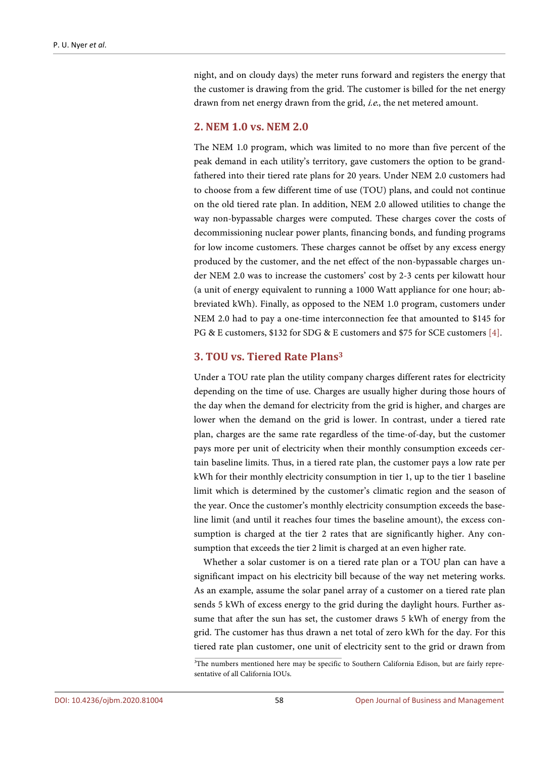night, and on cloudy days) the meter runs forward and registers the energy that the customer is drawing from the grid. The customer is billed for the net energy drawn from net energy drawn from the grid, *i.e.*, the net metered amount.

## 2. NEM 1.0 vs. NEM 2.0

The NEM 1.0 program, which was limited to no more than five percent of the peak demand in each utility's territory, gave customers the option to be grandfathered into their tiered rate plans for 20 years. Under NEM 2.0 customers had to choose from a few different time of use (TOU) plans, and could not continue on the old tiered rate plan. In addition, NEM 2.0 allowed utilities to change the way non-bypassable charges were computed. These charges cover the costs of decommissioning nuclear power plants, financing bonds, and funding programs for low income customers. These charges cannot be offset by any excess energy produced by the customer, and the net effect of the non-bypassable charges under NEM 2.0 was to increase the customers' cost by 2-3 cents per kilowatt hour (a unit of energy equivalent to running a 1000 Watt appliance for one hour; abbreviated kWh). Finally, as opposed to the NEM 1.0 program, customers under NEM 2.0 had to pay a one-time interconnection fee that amounted to $145 for PG & E customers, $132 for SDG & E customers and $75 for SCE customers [4].

## 3. TOU vs. Tiered Rate Plans[3]

Under a TOU rate plan the utility company charges different rates for electricity depending on the time of use. Charges are usually higher during those hours of the day when the demand for electricity from the grid is higher, and charges are lower when the demand on the grid is lower. In contrast, under a tiered rate plan, charges are the same rate regardless of the time-of-day, but the customer pays more per unit of electricity when their monthly consumption exceeds certain baseline limits. Thus, in a tiered rate plan, the customer pays a low rate per kWh for their monthly electricity consumption in tier 1, up to the tier 1 baseline limit which is determined by the customer's climatic region and the season of the year. Once the customer's monthly electricity consumption exceeds the baseline limit (and until it reaches four times the baseline amount), the excess consumption is charged at the tier 2 rates that are significantly higher. Any consumption that exceeds the tier 2 limit is charged at an even higher rate.

Whether a solar customer is on a tiered rate plan or a TOU plan can have a significant impact on his electricity bill because of the way net metering works. As an example, assume the solar panel array of a customer on a tiered rate plan sends 5 kWh of excess energy to the grid during the daylight hours. Further assume that after the sun has set, the customer draws 5 kWh of energy from the grid. The customer has thus drawn a net total of zero kWh for the day. For this tiered rate plan customer, one unit of electricity sent to the grid or drawn from

[3]The numbers mentioned here may be specific to Southern California Edison, but are fairly representative of all California IOUs.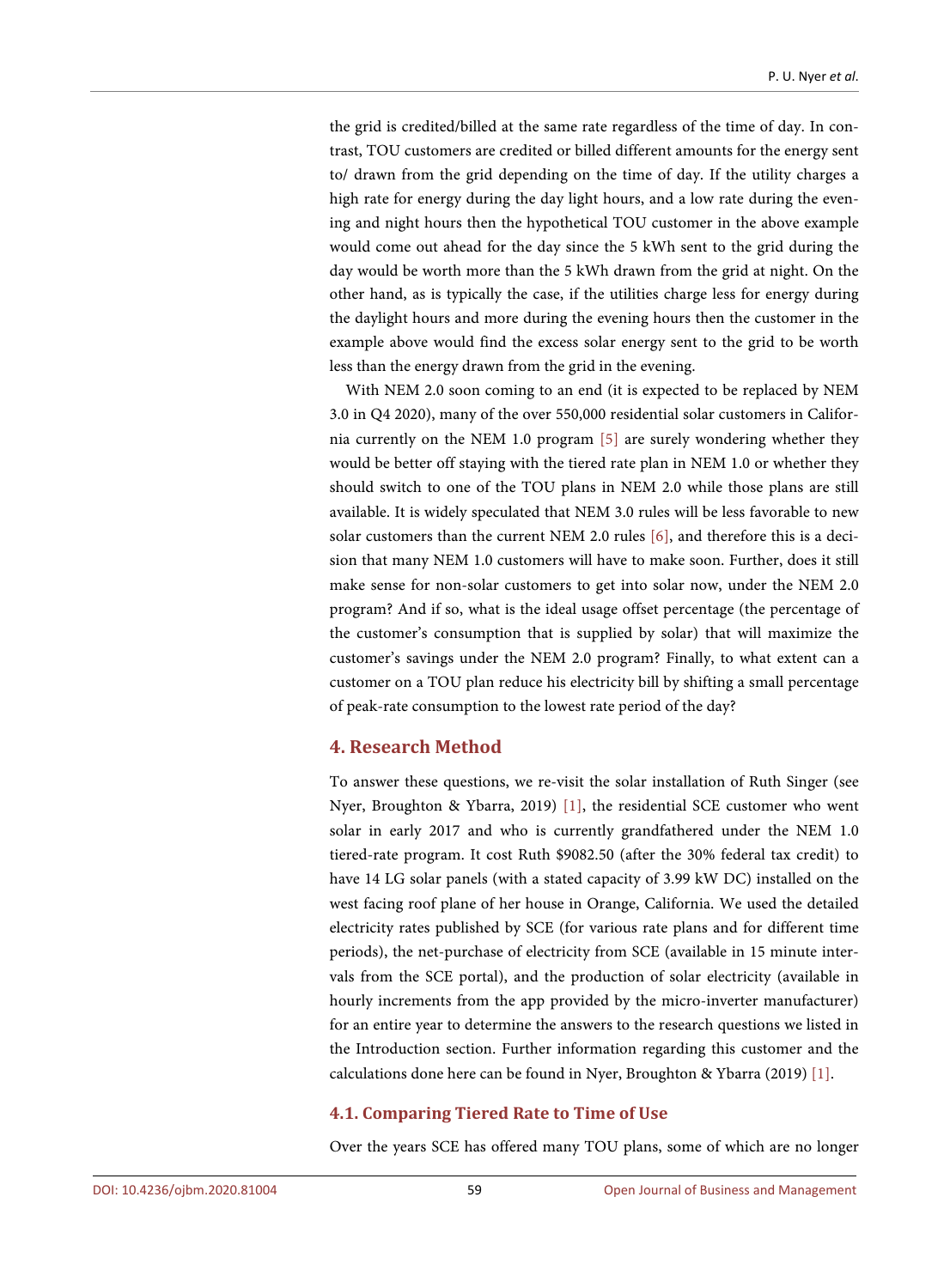the grid is credited/billed at the same rate regardless of the time of day. In contrast, TOU customers are credited or billed different amounts for the energy sent to/ drawn from the grid depending on the time of day. If the utility charges a high rate for energy during the day light hours, and a low rate during the evening and night hours then the hypothetical TOU customer in the above example would come out ahead for the day since the 5 kWh sent to the grid during the day would be worth more than the 5 kWh drawn from the grid at night. On the other hand, as is typically the case, if the utilities charge less for energy during the daylight hours and more during the evening hours then the customer in the example above would find the excess solar energy sent to the grid to be worth less than the energy drawn from the grid in the evening.

With NEM 2.0 soon coming to an end (it is expected to be replaced by NEM 3.0 in Q4 2020), many of the over 550,000 residential solar customers in California currently on the NEM 1.0 program [5] are surely wondering whether they would be better off staying with the tiered rate plan in NEM 1.0 or whether they should switch to one of the TOU plans in NEM 2.0 while those plans are still available. It is widely speculated that NEM 3.0 rules will be less favorable to new solar customers than the current NEM 2.0 rules [6], and therefore this is a decision that many NEM 1.0 customers will have to make soon. Further, does it still make sense for non-solar customers to get into solar now, under the NEM 2.0 program? And if so, what is the ideal usage offset percentage (the percentage of the customer's consumption that is supplied by solar) that will maximize the customer's savings under the NEM 2.0 program? Finally, to what extent can a customer on a TOU plan reduce his electricity bill by shifting a small percentage of peak-rate consumption to the lowest rate period of the day?

## 4. Research Method

To answer these questions, we re-visit the solar installation of Ruth Singer (see Nyer, Broughton & Ybarra, 2019) [1], the residential SCE customer who went solar in early 2017 and who is currently grandfathered under the NEM 1.0 tiered-rate program. It cost Ruth $9082.50 (after the 30% federal tax credit) to have 14 LG solar panels (with a stated capacity of 3.99 kW DC) installed on the west facing roof plane of her house in Orange, California. We used the detailed electricity rates published by SCE (for various rate plans and for different time periods), the net-purchase of electricity from SCE (available in 15 minute intervals from the SCE portal), and the production of solar electricity (available in hourly increments from the app provided by the micro-inverter manufacturer) for an entire year to determine the answers to the research questions we listed in the Introduction section. Further information regarding this customer and the calculations done here can be found in Nyer, Broughton & Ybarra (2019) [1].

### 4.1. Comparing Tiered Rate to Time of Use

Over the years SCE has offered many TOU plans, some of which are no longer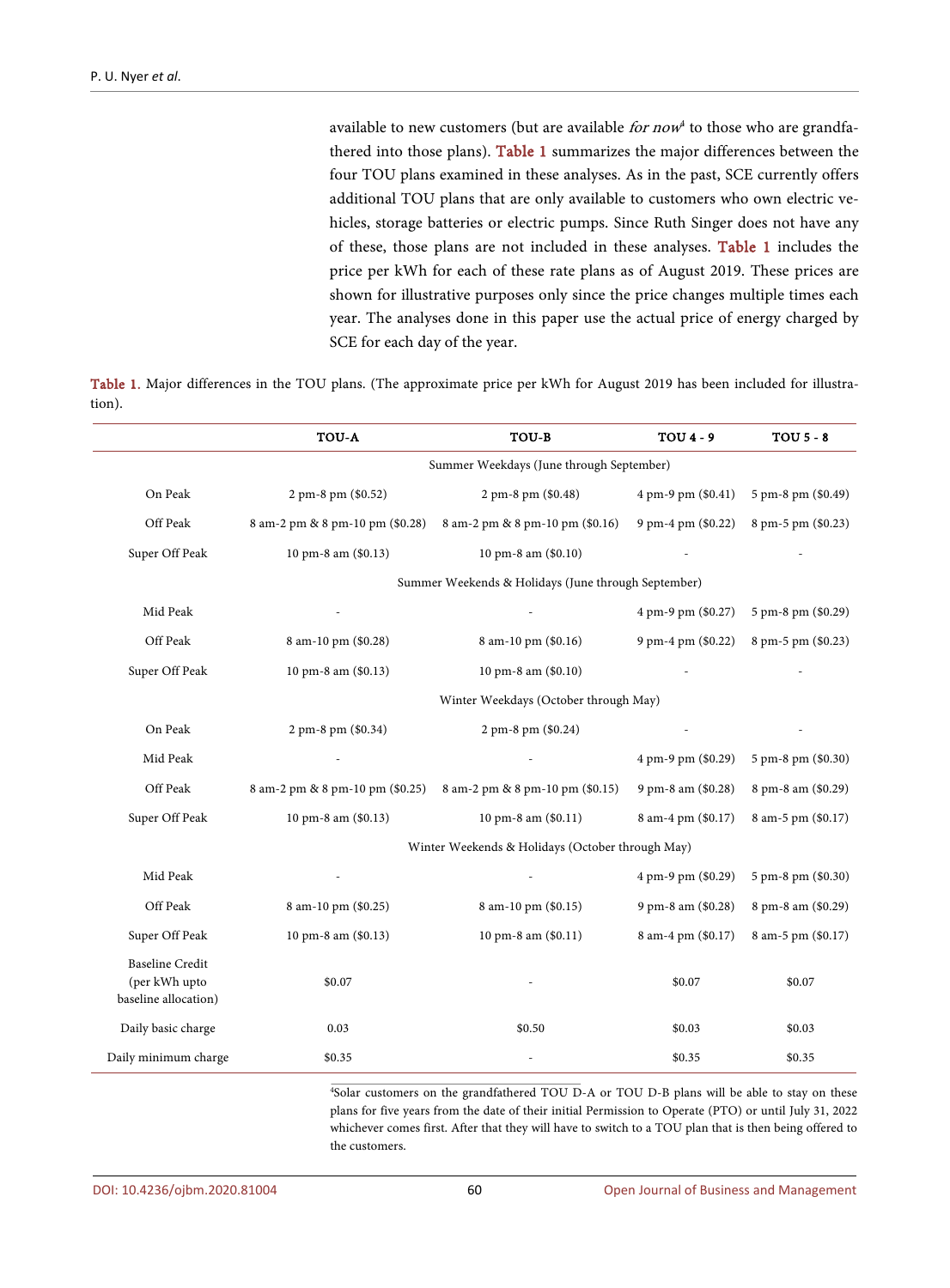available to new customers (but are available *for now*[4] to those who are grandfathered into those plans). Table 1 summarizes the major differences between the four TOU plans examined in these analyses. As in the past, SCE currently offers additional TOU plans that are only available to customers who own electric vehicles, storage batteries or electric pumps. Since Ruth Singer does not have any of these, those plans are not included in these analyses. Table 1 includes the price per kWh for each of these rate plans as of August 2019. These prices are shown for illustrative purposes only since the price changes multiple times each year. The analyses done in this paper use the actual price of energy charged by SCE for each day of the year.

Table 1. Major differences in the TOU plans. (The approximate price per kWh for August 2019 has been included for illustration).

| | TOU-A | TOU-B | TOU 4 - 9 | TOU 5 - 8 |
|---|---|---|---|---|
| | Summer Weekdays (June through September) | | | |
| On Peak | 2 pm-8 pm ($0.52) | 2 pm-8 pm ($0.48) | 4 pm-9 pm ($0.41) | 5 pm-8 pm ($0.49) |
| Off Peak | 8 am-2 pm & 8 pm-10 pm ($0.28) | 8 am-2 pm & 8 pm-10 pm ($0.16) | 9 pm-4 pm ($0.22) | 8 pm-5 pm ($0.23) |
| Super Off Peak | 10 pm-8 am ($0.13) | 10 pm-8 am ($0.10) | - | - |
| | Summer Weekends & Holidays (June through September) | | | |
| Mid Peak | - | - | 4 pm-9 pm ($0.27) | 5 pm-8 pm ($0.29) |
| Off Peak | 8 am-10 pm ($0.28) | 8 am-10 pm ($0.16) | 9 pm-4 pm ($0.22) | 8 pm-5 pm ($0.23) |
| Super Off Peak | 10 pm-8 am ($0.13) | 10 pm-8 am ($0.10) | - | - |
| | Winter Weekdays (October through May) | | | |
| On Peak | 2 pm-8 pm ($0.34) | 2 pm-8 pm ($0.24) | - | - |
| Mid Peak | - | - | 4 pm-9 pm ($0.29) | 5 pm-8 pm ($0.30) |
| Off Peak | 8 am-2 pm & 8 pm-10 pm ($0.25) | 8 am-2 pm & 8 pm-10 pm ($0.15) | 9 pm-8 am ($0.28) | 8 pm-8 am ($0.29) |
| Super Off Peak | 10 pm-8 am ($0.13) | 10 pm-8 am ($0.11) | 8 am-4 pm ($0.17) | 8 am-5 pm ($0.17) |
| | Winter Weekends & Holidays (October through May) | | | |
| Mid Peak | - | - | 4 pm-9 pm ($0.29) | 5 pm-8 pm ($0.30) |
| Off Peak | 8 am-10 pm ($0.25) | 8 am-10 pm ($0.15) | 9 pm-8 am ($0.28) | 8 pm-8 am ($0.29) |
| Super Off Peak | 10 pm-8 am ($0.13) | 10 pm-8 am ($0.11) | 8 am-4 pm ($0.17) | 8 am-5 pm ($0.17) |
| Baseline Credit (per kWh upto baseline allocation) | $0.07 | - | $0.07 | $0.07 |
| Daily basic charge | 0.03 | $0.50 | $0.03 | $0.03 |
| Daily minimum charge | $0.35 | - | $0.35 | $0.35 |

[4]Solar customers on the grandfathered TOU D-A or TOU D-B plans will be able to stay on these plans for five years from the date of their initial Permission to Operate (PTO) or until July 31, 2022 whichever comes first. After that they will have to switch to a TOU plan that is then being offered to the customers.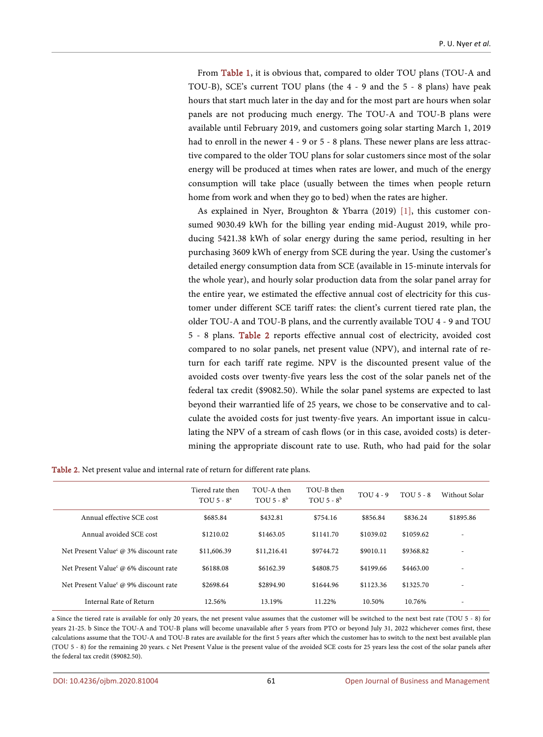From Table 1, it is obvious that, compared to older TOU plans (TOU-A and TOU-B), SCE's current TOU plans (the 4 - 9 and the 5 - 8 plans) have peak hours that start much later in the day and for the most part are hours when solar panels are not producing much energy. The TOU-A and TOU-B plans were available until February 2019, and customers going solar starting March 1, 2019 had to enroll in the newer 4 - 9 or 5 - 8 plans. These newer plans are less attractive compared to the older TOU plans for solar customers since most of the solar energy will be produced at times when rates are lower, and much of the energy consumption will take place (usually between the times when people return home from work and when they go to bed) when the rates are higher.

As explained in Nyer, Broughton & Ybarra (2019) [1], this customer consumed 9030.49 kWh for the billing year ending mid-August 2019, while producing 5421.38 kWh of solar energy during the same period, resulting in her purchasing 3609 kWh of energy from SCE during the year. Using the customer's detailed energy consumption data from SCE (available in 15-minute intervals for the whole year), and hourly solar production data from the solar panel array for the entire year, we estimated the effective annual cost of electricity for this customer under different SCE tariff rates: the client's current tiered rate plan, the older TOU-A and TOU-B plans, and the currently available TOU 4 - 9 and TOU 5 - 8 plans. Table 2 reports effective annual cost of electricity, avoided cost compared to no solar panels, net present value (NPV), and internal rate of return for each tariff rate regime. NPV is the discounted present value of the avoided costs over twenty-five years less the cost of the solar panels net of the federal tax credit ($9082.50). While the solar panel systems are expected to last beyond their warrantied life of 25 years, we chose to be conservative and to calculate the avoided costs for just twenty-five years. An important issue in calculating the NPV of a stream of cash flows (or in this case, avoided costs) is determining the appropriate discount rate to use. Ruth, who had paid for the solar

Table 2. Net present value and internal rate of return for different rate plans.

| | Tiered rate then TOU 5 - 8[a] | TOU-A then TOU 5 - 8[b] | TOU-B then TOU 5 - 8[b] | TOU 4 - 9 | TOU 5 - 8 | Without Solar |
|---|---|---|---|---|---|---|
| Annual effective SCE cost | $685.84 | $432.81 | $754.16 | $856.84 | $836.24 | $1895.86 |
| Annual avoided SCE cost | $1210.02 | $1463.05 | $1141.70 | $1039.02 | $1059.62 | - |
| Net Present Value[c] @ 3% discount rate | $11,606.39 | $11,216.41 | $9744.72 | $9010.11 | $9368.82 | - |
| Net Present Value[c] @ 6% discount rate | $6188.08 | $6162.39 | $4808.75 | $4199.66 | $4463.00 | - |
| Net Present Value[c] @ 9% discount rate | $2698.64 | $2894.90 | $1644.96 | $1123.36 | $1325.70 | - |
| Internal Rate of Return | 12.56% | 13.19% | 11.22% | 10.50% | 10.76% | - |

a Since the tiered rate is available for only 20 years, the net present value assumes that the customer will be switched to the next best rate (TOU 5 - 8) for years 21-25. b Since the TOU-A and TOU-B plans will become unavailable after 5 years from PTO or beyond July 31, 2022 whichever comes first, these calculations assume that the TOU-A and TOU-B rates are available for the first 5 years after which the customer has to switch to the next best available plan (TOU 5 - 8) for the remaining 20 years. c Net Present Value is the present value of the avoided SCE costs for 25 years less the cost of the solar panels after the federal tax credit ($9082.50).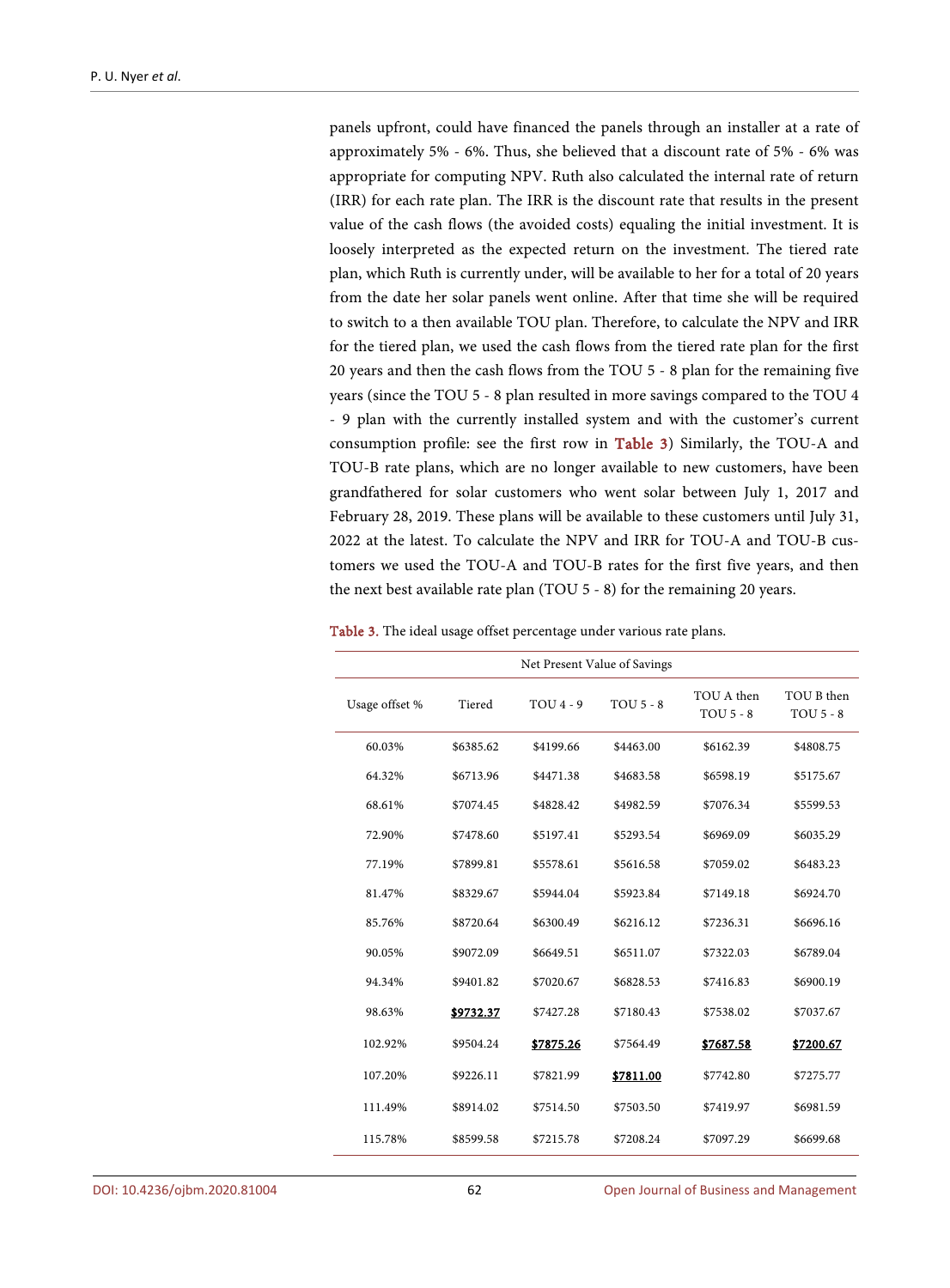panels upfront, could have financed the panels through an installer at a rate of approximately 5% - 6%. Thus, she believed that a discount rate of 5% - 6% was appropriate for computing NPV. Ruth also calculated the internal rate of return (IRR) for each rate plan. The IRR is the discount rate that results in the present value of the cash flows (the avoided costs) equaling the initial investment. It is loosely interpreted as the expected return on the investment. The tiered rate plan, which Ruth is currently under, will be available to her for a total of 20 years from the date her solar panels went online. After that time she will be required to switch to a then available TOU plan. Therefore, to calculate the NPV and IRR for the tiered plan, we used the cash flows from the tiered rate plan for the first 20 years and then the cash flows from the TOU 5 - 8 plan for the remaining five years (since the TOU 5 - 8 plan resulted in more savings compared to the TOU 4 - 9 plan with the currently installed system and with the customer's current consumption profile: see the first row in Table 3) Similarly, the TOU-A and TOU-B rate plans, which are no longer available to new customers, have been grandfathered for solar customers who went solar between July 1, 2017 and February 28, 2019. These plans will be available to these customers until July 31, 2022 at the latest. To calculate the NPV and IRR for TOU-A and TOU-B customers we used the TOU-A and TOU-B rates for the first five years, and then the next best available rate plan (TOU 5 - 8) for the remaining 20 years.

Table 3. The ideal usage offset percentage under various rate plans.

| | Net Present Value of Savings | | | | |
|---|---|---|---|---|---|
| Usage offset % | Tiered | TOU 4 - 9 | TOU 5 - 8 | TOU A then TOU 5 - 8 | TOU B then TOU 5 - 8 |
| 60.03% | $6385.62 | $4199.66 | $4463.00 | $6162.39 | $4808.75 |
| 64.32% | $6713.96 | $4471.38 | $4683.58 | $6598.19 | $5175.67 |
| 68.61% | $7074.45 | $4828.42 | $4982.59 | $7076.34 | $5599.53 |
| 72.90% | $7478.60 | $5197.41 | $5293.54 | $6969.09 | $6035.29 |
| 77.19% | $7899.81 | $5578.61 | $5616.58 | $7059.02 | $6483.23 |
| 81.47% | $8329.67 | $5944.04 | $5923.84 | $7149.18 | $6924.70 |
| 85.76% | $8720.64 | $6300.49 | $6216.12 | $7236.31 | $6696.16 |
| 90.05% | $9072.09 | $6649.51 | $6511.07 | $7322.03 | $6789.04 |
| 94.34% | $9401.82 | $7020.67 | $6828.53 | $7416.83 | $6900.19 |
| 98.63% | **$9732.37** | $7427.28 | $7180.43 | $7538.02 | $7037.67 |
| 102.92% | $9504.24 | $7564.49 | $7564.49 | **$7687.58** | **$7200.67** |
| 107.20% | $9226.11 | $7821.99 | **$7811.00** | $7742.80 | $7275.77 |
| 111.49% | $8914.02 | $7514.50 | $7503.50 | $7419.97 | $6981.59 |
| 115.78% | $8599.58 | $7215.78 | $7208.24 | $7097.29 | $6699.68 |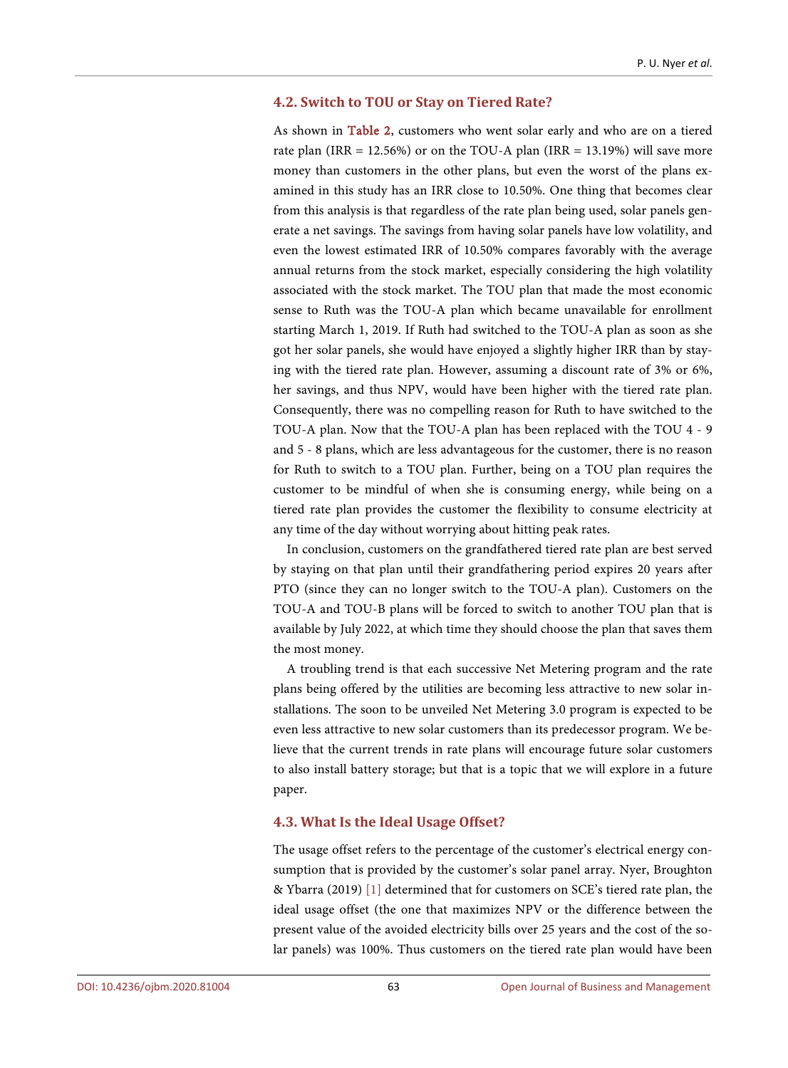### 4.2. Switch to TOU or Stay on Tiered Rate?

As shown in Table 2, customers who went solar early and who are on a tiered rate plan (IRR = 12.56%) or on the TOU-A plan (IRR = 13.19%) will save more money than customers in the other plans, but even the worst of the plans examined in this study has an IRR close to 10.50%. One thing that becomes clear from this analysis is that regardless of the rate plan being used, solar panels generate a net savings. The savings from having solar panels have low volatility, and even the lowest estimated IRR of 10.50% compares favorably with the average annual returns from the stock market, especially considering the high volatility associated with the stock market. The TOU plan that made the most economic sense to Ruth was the TOU-A plan which became unavailable for enrollment starting March 1, 2019. If Ruth had switched to the TOU-A plan as soon as she got her solar panels, she would have enjoyed a slightly higher IRR than by staying with the tiered rate plan. However, assuming a discount rate of 3% or 6%, her savings, and thus NPV, would have been higher with the tiered rate plan. Consequently, there was no compelling reason for Ruth to have switched to the TOU-A plan. Now that the TOU-A plan has been replaced with the TOU 4 - 9 and 5 - 8 plans, which are less advantageous for the customer, there is no reason for Ruth to switch to a TOU plan. Further, being on a TOU plan requires the customer to be mindful of when she is consuming energy, while being on a tiered rate plan provides the customer the flexibility to consume electricity at any time of the day without worrying about hitting peak rates.

In conclusion, customers on the grandfathered tiered rate plan are best served by staying on that plan until their grandfathering period expires 20 years after PTO (since they can no longer switch to the TOU-A plan). Customers on the TOU-A and TOU-B plans will be forced to switch to another TOU plan that is available by July 2022, at which time they should choose the plan that saves them the most money.

A troubling trend is that each successive Net Metering program and the rate plans being offered by the utilities are becoming less attractive to new solar installations. The soon to be unveiled Net Metering 3.0 program is expected to be even less attractive to new solar customers than its predecessor program. We believe that the current trends in rate plans will encourage future solar customers to also install battery storage; but that is a topic that we will explore in a future paper.

### 4.3. What Is the Ideal Usage Offset?

The usage offset refers to the percentage of the customer's electrical energy consumption that is provided by the customer's solar panel array. Nyer, Broughton & Ybarra (2019) [1] determined that for customers on SCE's tiered rate plan, the ideal usage offset (the one that maximizes NPV or the difference between the present value of the avoided electricity bills over 25 years and the cost of the solar panels) was 100%. Thus customers on the tiered rate plan would have been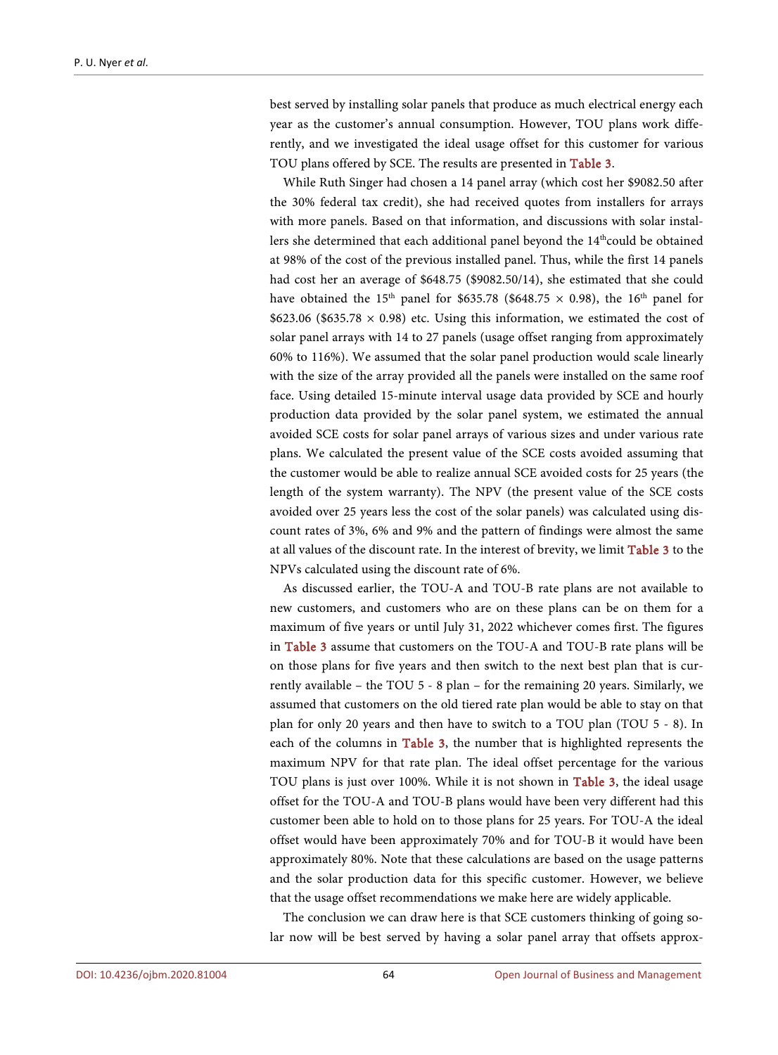best served by installing solar panels that produce as much electrical energy each year as the customer's annual consumption. However, TOU plans work differently, and we investigated the ideal usage offset for this customer for various TOU plans offered by SCE. The results are presented in Table 3.

While Ruth Singer had chosen a 14 panel array (which cost her $9082.50 after the 30% federal tax credit), she had received quotes from installers for arrays with more panels. Based on that information, and discussions with solar installers she determined that each additional panel beyond the 14th could be obtained at 98% of the cost of the previous installed panel. Thus, while the first 14 panels had cost her an average of $648.75 ($9082.50/14), she estimated that she could have obtained the 15th panel for $635.78 ($648.75 × 0.98), the 16th panel for $623.06 ($635.78 × 0.98) etc. Using this information, we estimated the cost of solar panel arrays with 14 to 27 panels (usage offset ranging from approximately 60% to 116%). We assumed that the solar panel production would scale linearly with the size of the array provided all the panels were installed on the same roof face. Using detailed 15-minute interval usage data provided by SCE and hourly production data provided by the solar panel system, we estimated the annual avoided SCE costs for solar panel arrays of various sizes and under various rate plans. We calculated the present value of the SCE costs avoided assuming that the customer would be able to realize annual SCE avoided costs for 25 years (the length of the system warranty). The NPV (the present value of the SCE costs avoided over 25 years less the cost of the solar panels) was calculated using discount rates of 3%, 6% and 9% and the pattern of findings were almost the same at all values of the discount rate. In the interest of brevity, we limit Table 3 to the NPVs calculated using the discount rate of 6%.

As discussed earlier, the TOU-A and TOU-B rate plans are not available to new customers, and customers who are on these plans can be on them for a maximum of five years or until July 31, 2022 whichever comes first. The figures in Table 3 assume that customers on the TOU-A and TOU-B rate plans will be on those plans for five years and then switch to the next best plan that is currently available – the TOU 5 - 8 plan – for the remaining 20 years. Similarly, we assumed that customers on the old tiered rate plan would be able to stay on that plan for only 20 years and then have to switch to a TOU plan (TOU 5 - 8). In each of the columns in Table 3, the number that is highlighted represents the maximum NPV for that rate plan. The ideal offset percentage for the various TOU plans is just over 100%. While it is not shown in Table 3, the ideal usage offset for the TOU-A and TOU-B plans would have been very different had this customer been able to hold on to those plans for 25 years. For TOU-A the ideal offset would have been approximately 70% and for TOU-B it would have been approximately 80%. Note that these calculations are based on the usage patterns and the solar production data for this specific customer. However, we believe that the usage offset recommendations we make here are widely applicable.

The conclusion we can draw here is that SCE customers thinking of going solar now will be best served by having a solar panel array that offsets approx-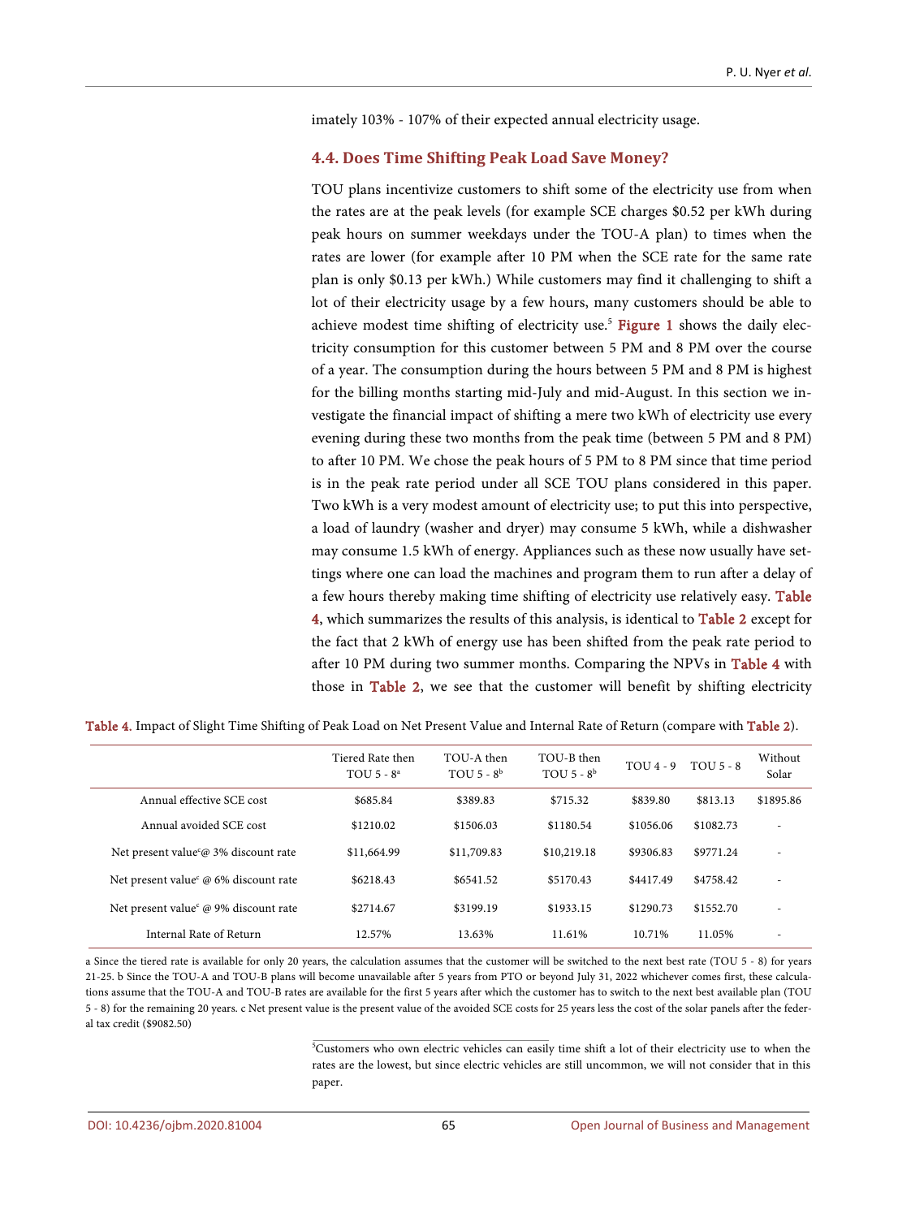imately 103% - 107% of their expected annual electricity usage.

### 4.4. Does Time Shifting Peak Load Save Money?

TOU plans incentivize customers to shift some of the electricity use from when the rates are at the peak levels (for example SCE charges $0.52 per kWh during peak hours on summer weekdays under the TOU-A plan) to times when the rates are lower (for example after 10 PM when the SCE rate for the same rate plan is only $0.13 per kWh.) While customers may find it challenging to shift a lot of their electricity usage by a few hours, many customers should be able to achieve modest time shifting of electricity use.[5] Figure 1 shows the daily electricity consumption for this customer between 5 PM and 8 PM over the course of a year. The consumption during the hours between 5 PM and 8 PM is highest for the billing months starting mid-July and mid-August. In this section we investigate the financial impact of shifting a mere two kWh of electricity use every evening during these two months from the peak time (between 5 PM and 8 PM) to after 10 PM. We chose the peak hours of 5 PM to 8 PM since that time period is in the peak rate period under all SCE TOU plans considered in this paper. Two kWh is a very modest amount of electricity use; to put this into perspective, a load of laundry (washer and dryer) may consume 5 kWh, while a dishwasher may consume 1.5 kWh of energy. Appliances such as these now usually have settings where one can load the machines and program them to run after a delay of a few hours thereby making time shifting of electricity use relatively easy. Table 4, which summarizes the results of this analysis, is identical to Table 2 except for the fact that 2 kWh of energy use has been shifted from the peak rate period to after 10 PM during two summer months. Comparing the NPVs in Table 4 with those in Table 2, we see that the customer will benefit by shifting electricity

Table 4. Impact of Slight Time Shifting of Peak Load on Net Present Value and Internal Rate of Return (compare with Table 2).

| | Tiered Rate then TOU 5 - 8[a] | TOU-A then TOU 5 - 8[b] | TOU-B then TOU 5 - 8[b] | TOU 4 - 9 | TOU 5 - 8 | Without Solar |
|---|---|---|---|---|---|---|
| Annual effective SCE cost | $685.84 | $389.83 | $715.32 | $839.80 | $813.13 | $1895.86 |
| Annual avoided SCE cost | $1210.02 | $1506.03 | $1180.54 | $1056.06 | $1082.73 | - |
| Net present value[c] @ 3% discount rate | $11,664.99 | $11,709.83 | $10,219.18 | $9306.83 | $9771.24 | - |
| Net present value[c] @ 6% discount rate | $6218.43 | $6541.52 | $5170.43 | $4417.49 | $4758.42 | - |
| Net present value[c] @ 9% discount rate | $2714.67 | $3199.19 | $1933.15 | $1290.73 | $1552.70 | - |
| Internal Rate of Return | 12.57% | 13.63% | 11.61% | 10.71% | 11.05% | - |

a Since the tiered rate is available for only 20 years, the calculation assumes that the customer will be switched to the next best rate (TOU 5 - 8) for years 21-25. b Since the TOU-A and TOU-B plans will become unavailable after 5 years from PTO or beyond July 31, 2022 whichever comes first, these calculations assume that the TOU-A and TOU-B rates are available for the first 5 years after which the customer has to switch to the next best available plan (TOU 5 - 8) for the remaining 20 years. c Net present value is the present value of the avoided SCE costs for 25 years less the cost of the solar panels after the federal tax credit ($9082.50)

[5]Customers who own electric vehicles can easily time shift a lot of their electricity use to when the rates are the lowest, but since electric vehicles are still uncommon, we will not consider that in this paper.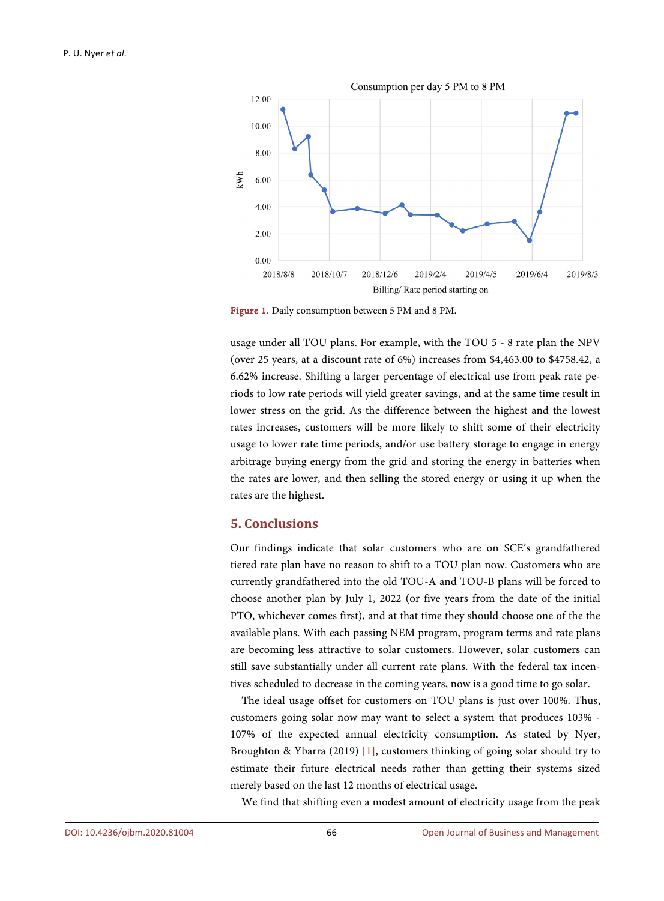Figure 1. Daily consumption between 5 PM and 8 PM.

usage under all TOU plans. For example, with the TOU 5 - 8 rate plan the NPV (over 25 years, at a discount rate of 6%) increases from $4,463.00 to $4758.42, a 6.62% increase. Shifting a larger percentage of electrical use from peak rate periods to low rate periods will yield greater savings, and at the same time result in lower stress on the grid. As the difference between the highest and the lowest rates increases, customers will be more likely to shift some of their electricity usage to lower rate time periods, and/or use battery storage to engage in energy arbitrage buying energy from the grid and storing the energy in batteries when the rates are lower, and then selling the stored energy or using it up when the rates are the highest.

## 5. Conclusions

Our findings indicate that solar customers who are on SCE's grandfathered tiered rate plan have no reason to shift to a TOU plan now. Customers who are currently grandfathered into the old TOU-A and TOU-B plans will be forced to choose another plan by July 1, 2022 (or five years from the date of the initial PTO, whichever comes first), and at that time they should choose one of the the available plans. With each passing NEM program, program terms and rate plans are becoming less attractive to solar customers. However, solar customers can still save substantially under all current rate plans. With the federal tax incentives scheduled to decrease in the coming years, now is a good time to go solar.

The ideal usage offset for customers on TOU plans is just over 100%. Thus, customers going solar now may want to select a system that produces 103% - 107% of the expected annual electricity consumption. As stated by Nyer, Broughton & Ybarra (2019) [1], customers thinking of going solar should try to estimate their future electrical needs rather than getting their systems sized merely based on the last 12 months of electrical usage.

We find that shifting even a modest amount of electricity usage from the peak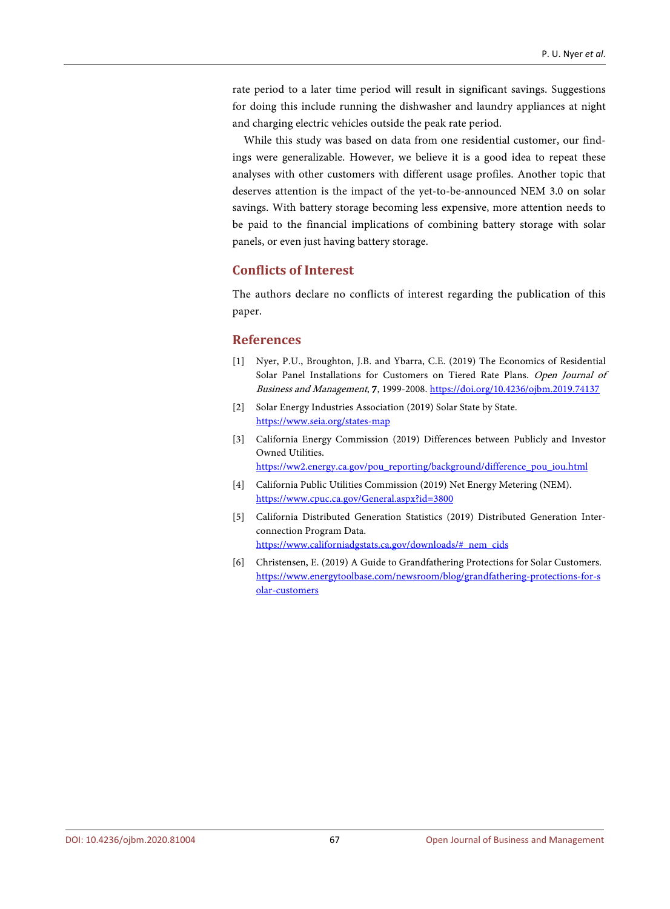rate period to a later time period will result in significant savings. Suggestions for doing this include running the dishwasher and laundry appliances at night and charging electric vehicles outside the peak rate period.

While this study was based on data from one residential customer, our findings were generalizable. However, we believe it is a good idea to repeat these analyses with other customers with different usage profiles. Another topic that deserves attention is the impact of the yet-to-be-announced NEM 3.0 on solar savings. With battery storage becoming less expensive, more attention needs to be paid to the financial implications of combining battery storage with solar panels, or even just having battery storage.

## Conflicts of Interest

The authors declare no conflicts of interest regarding the publication of this paper.

## References

[1] Nyer, P.U., Broughton, J.B. and Ybarra, C.E. (2019) The Economics of Residential Solar Panel Installations for Customers on Tiered Rate Plans. *Open Journal of Business and Management*, **7**, 1999-2008. https://doi.org/10.4236/ojbm.2019.74137

[2] Solar Energy Industries Association (2019) Solar State by State. https://www.seia.org/states-map

[3] California Energy Commission (2019) Differences between Publicly and Investor Owned Utilities. https://ww2.energy.ca.gov/pou_reporting/background/difference_pou_iou.html

[4] California Public Utilities Commission (2019) Net Energy Metering (NEM). https://www.cpuc.ca.gov/General.aspx?id=3800

[5] California Distributed Generation Statistics (2019) Distributed Generation Interconnection Program Data. https://www.californiadgstats.ca.gov/downloads/#_nem_cids

[6] Christensen, E. (2019) A Guide to Grandfathering Protections for Solar Customers. https://www.energytoolbase.com/newsroom/blog/grandfathering-protections-for-solar-customers